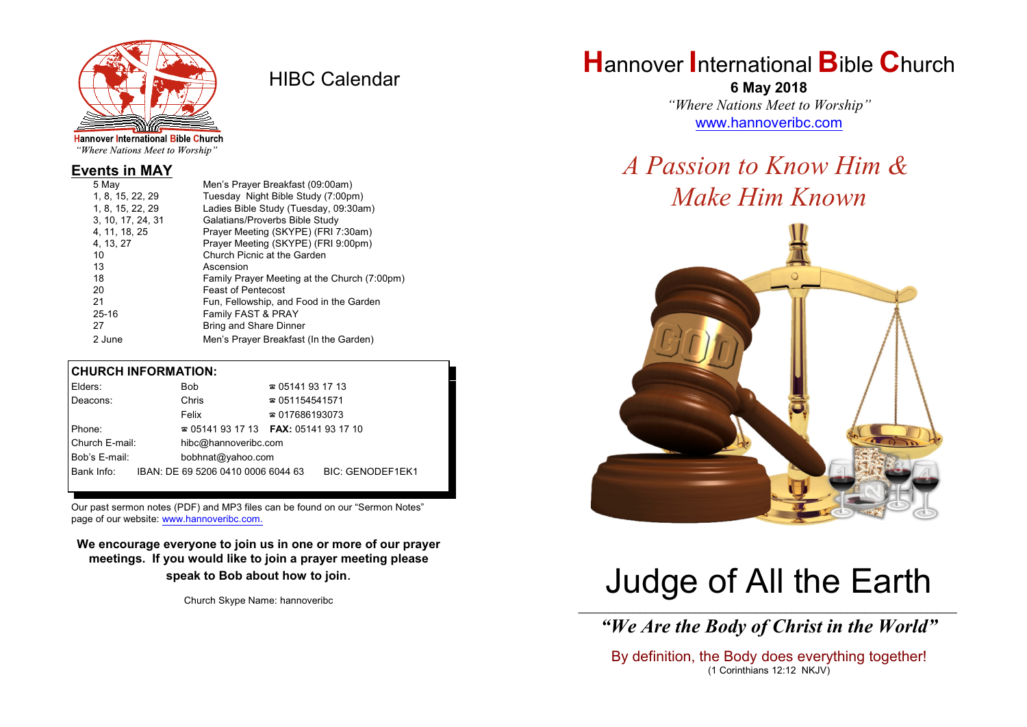Hannover International Bible Church
*"Where Nations Meet to Worship"*

# HIBC Calendar

## Events in MAY

| Date | Event |
|---|---|
| 5 May | Men's Prayer Breakfast (09:00am) |
| 1, 8, 15, 22, 29 | Tuesday Night Bible Study (7:00pm) |
| 1, 8, 15, 22, 29 | Ladies Bible Study (Tuesday, 09:30am) |
| 3, 10, 17, 24, 31 | Galatians/Proverbs Bible Study |
| 4, 11, 18, 25 | Prayer Meeting (SKYPE) (FRI 7:30am) |
| 4, 13, 27 | Prayer Meeting (SKYPE) (FRI 9:00pm) |
| 10 | Church Picnic at the Garden |
| 13 | Ascension |
| 18 | Family Prayer Meeting at the Church (7:00pm) |
| 20 | Feast of Pentecost |
| 21 | Fun, Fellowship, and Food in the Garden |
| 25-16 | Family FAST & PRAY |
| 27 | Bring and Share Dinner |
| 2 June | Men's Prayer Breakfast (In the Garden) |

## CHURCH INFORMATION:

| | | |
|---|---|---|
| Elders: | Bob | ☎ 05141 93 17 13 |
| Deacons: | Chris | ☎ 051154541571 |
| | Felix | ☎ 017686193073 |
| Phone: | ☎ 05141 93 17 13 | **FAX:** 05141 93 17 10 |
| Church E-mail: | hibc@hannoveribc.com | |
| Bob's E-mail: | bobhnat@yahoo.com | |
| Bank Info: | IBAN: DE 69 5206 0410 0006 6044 63 | BIC: GENODEF1EK1 |

Our past sermon notes (PDF) and MP3 files can be found on our "Sermon Notes" page of our website: www.hannoveribc.com.

**We encourage everyone to join us in one or more of our prayer meetings. If you would like to join a prayer meeting please speak to Bob about how to join.**

Church Skype Name: hannoveribc

# Hannover International Bible Church

**6 May 2018**

*"Where Nations Meet to Worship"*

www.hannoveribc.com

## *A Passion to Know Him & Make Him Known*

# Judge of All the Earth

***"We Are the Body of Christ in the World"***

By definition, the Body does everything together!
(1 Corinthians 12:12 NKJV)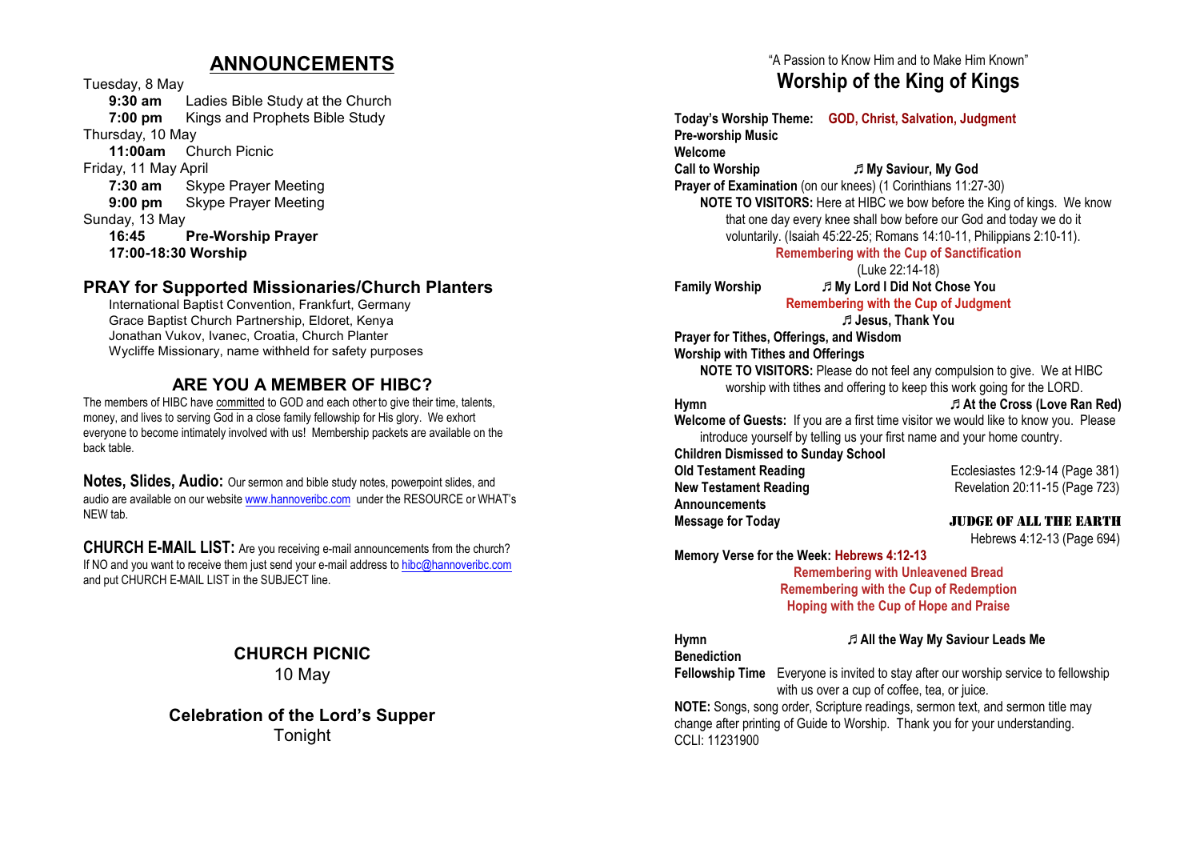# ANNOUNCEMENTS

Tuesday, 8 May

- **9:30 am** Ladies Bible Study at the Church
- **7:00 pm** Kings and Prophets Bible Study

Thursday, 10 May

- **11:00am** Church Picnic

Friday, 11 May April

- **7:30 am** Skype Prayer Meeting
- **9:00 pm** Skype Prayer Meeting

Sunday, 13 May

- **16:45 Pre-Worship Prayer**
- **17:00-18:30 Worship**

## PRAY for Supported Missionaries/Church Planters

International Baptist Convention, Frankfurt, Germany
Grace Baptist Church Partnership, Eldoret, Kenya
Jonathan Vukov, Ivanec, Croatia, Church Planter
Wycliffe Missionary, name withheld for safety purposes

## ARE YOU A MEMBER OF HIBC?

The members of HIBC have committed to GOD and each other to give their time, talents, money, and lives to serving God in a close family fellowship for His glory. We exhort everyone to become intimately involved with us! Membership packets are available on the back table.

**Notes, Slides, Audio:** Our sermon and bible study notes, powerpoint slides, and audio are available on our website www.hannoveribc.com under the RESOURCE or WHAT's NEW tab.

**CHURCH E-MAIL LIST:** Are you receiving e-mail announcements from the church? If NO and you want to receive them just send your e-mail address to hibc@hannoveribc.com and put CHURCH E-MAIL LIST in the SUBJECT line.

**CHURCH PICNIC**
10 May

**Celebration of the Lord's Supper**
Tonight

"A Passion to Know Him and to Make Him Known"

# Worship of the King of Kings

**Today's Worship Theme:** **GOD, Christ, Salvation, Judgment**

**Pre-worship Music**

**Welcome**

**Call to Worship** ♬ **My Saviour, My God**

**Prayer of Examination** (on our knees) (1 Corinthians 11:27-30)

**NOTE TO VISITORS:** Here at HIBC we bow before the King of kings. We know that one day every knee shall bow before our God and today we do it voluntarily. (Isaiah 45:22-25; Romans 14:10-11, Philippians 2:10-11).

**Remembering with the Cup of Sanctification**
(Luke 22:14-18)

**Family Worship** ♬ **My Lord I Did Not Chose You**

**Remembering with the Cup of Judgment**

♬ **Jesus, Thank You**

**Prayer for Tithes, Offerings, and Wisdom**

**Worship with Tithes and Offerings**

**NOTE TO VISITORS:** Please do not feel any compulsion to give. We at HIBC worship with tithes and offering to keep this work going for the LORD.

**Hymn** ♬ **At the Cross (Love Ran Red)**

**Welcome of Guests:** If you are a first time visitor we would like to know you. Please introduce yourself by telling us your first name and your home country.

**Children Dismissed to Sunday School**

**Old Testament Reading** Ecclesiastes 12:9-14 (Page 381)

**New Testament Reading** Revelation 20:11-15 (Page 723)

**Announcements**

**Message for Today** **JUDGE OF ALL THE EARTH**
Hebrews 4:12-13 (Page 694)

**Memory Verse for the Week: Hebrews 4:12-13**

**Remembering with Unleavened Bread**
**Remembering with the Cup of Redemption**
**Hoping with the Cup of Hope and Praise**

**Hymn** ♬ **All the Way My Saviour Leads Me**

**Benediction**

**Fellowship Time** Everyone is invited to stay after our worship service to fellowship with us over a cup of coffee, tea, or juice.

**NOTE:** Songs, song order, Scripture readings, sermon text, and sermon title may change after printing of Guide to Worship. Thank you for your understanding.

CCLI: 11231900